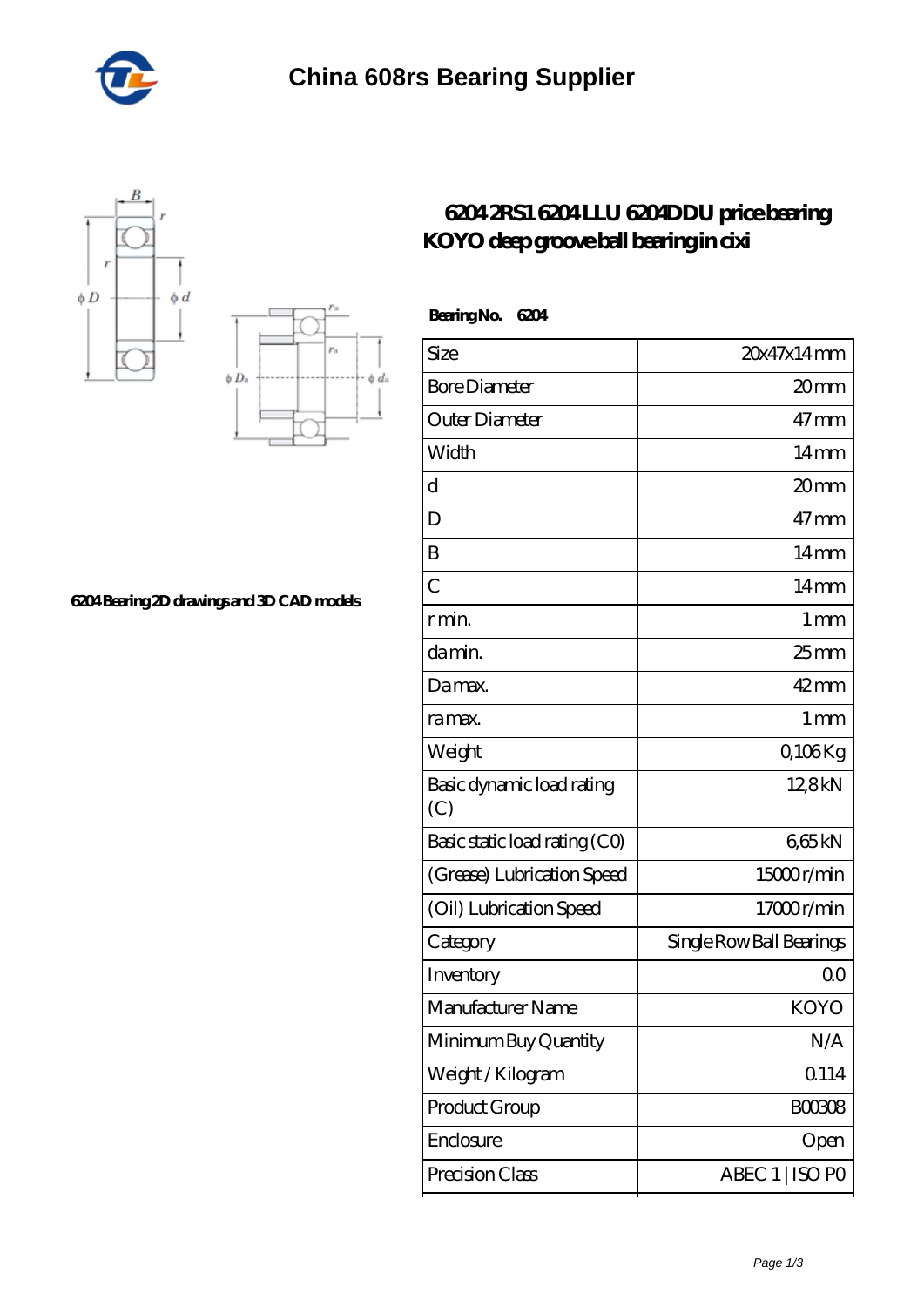# China 608rs Bearing Supplier

6204 Bearing 2D drawings and 3D CAD models

## 6204 2RS1 6204 LLU 6204DDU price bearing KOYO deep groove ball bearing in cixi

**Bearing No. 6204**

| Size | 20x47x14 mm |
|---|---|
| Bore Diameter | 20 mm |
| Outer Diameter | 47 mm |
| Width | 14 mm |
| d | 20 mm |
| D | 47 mm |
| B | 14 mm |
| C | 14 mm |
| r min. | 1 mm |
| da min. | 25 mm |
| Da max. | 42 mm |
| ra max. | 1 mm |
| Weight | 0,106 Kg |
| Basic dynamic load rating (C) | 12,8 kN |
| Basic static load rating (C0) | 6,65 kN |
| (Grease) Lubrication Speed | 15000 r/min |
| (Oil) Lubrication Speed | 17000 r/min |
| Category | Single Row Ball Bearings |
| Inventory | 0.0 |
| Manufacturer Name | KOYO |
| Minimum Buy Quantity | N/A |
| Weight / Kilogram | 0.114 |
| Product Group | B00308 |
| Enclosure | Open |
| Precision Class | ABEC 1 \| ISO P0 |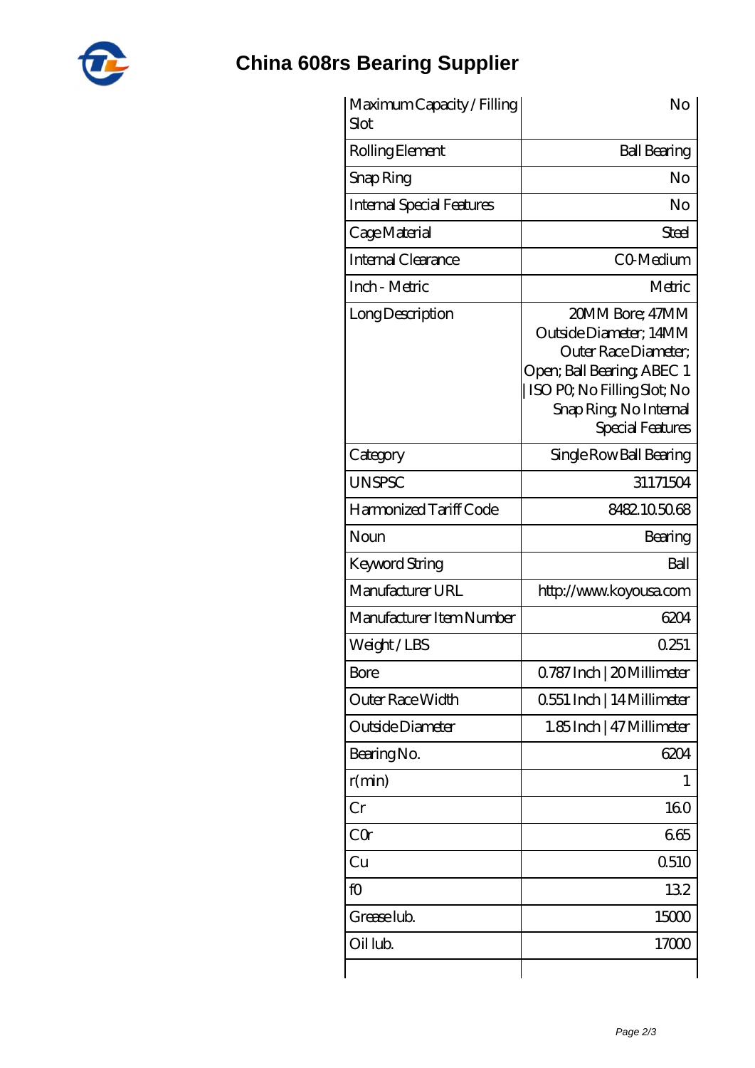# China 608rs Bearing Supplier

| Maximum Capacity / Filling Slot | No |
| --- | --- |
| Rolling Element | Ball Bearing |
| Snap Ring | No |
| Internal Special Features | No |
| Cage Material | Steel |
| Internal Clearance | C0-Medium |
| Inch - Metric | Metric |
| Long Description | 20MM Bore; 47MM Outside Diameter; 14MM Outer Race Diameter; Open; Ball Bearing; ABEC 1 \| ISO P0; No Filling Slot; No Snap Ring; No Internal Special Features |
| Category | Single Row Ball Bearing |
| UNSPSC | 31171504 |
| Harmonized Tariff Code | 8482.10.50.68 |
| Noun | Bearing |
| Keyword String | Ball |
| Manufacturer URL | http://www.koyousa.com |
| Manufacturer Item Number | 6204 |
| Weight / LBS | 0.251 |
| Bore | 0.787 Inch \| 20 Millimeter |
| Outer Race Width | 0.551 Inch \| 14 Millimeter |
| Outside Diameter | 1.85 Inch \| 47 Millimeter |
| Bearing No. | 6204 |
| r(min) | 1 |
| Cr | 16.0 |
| C0r | 6.65 |
| Cu | 0.510 |
| f0 | 13.2 |
| Grease lub. | 15000 |
| Oil lub. | 17000 |
| | |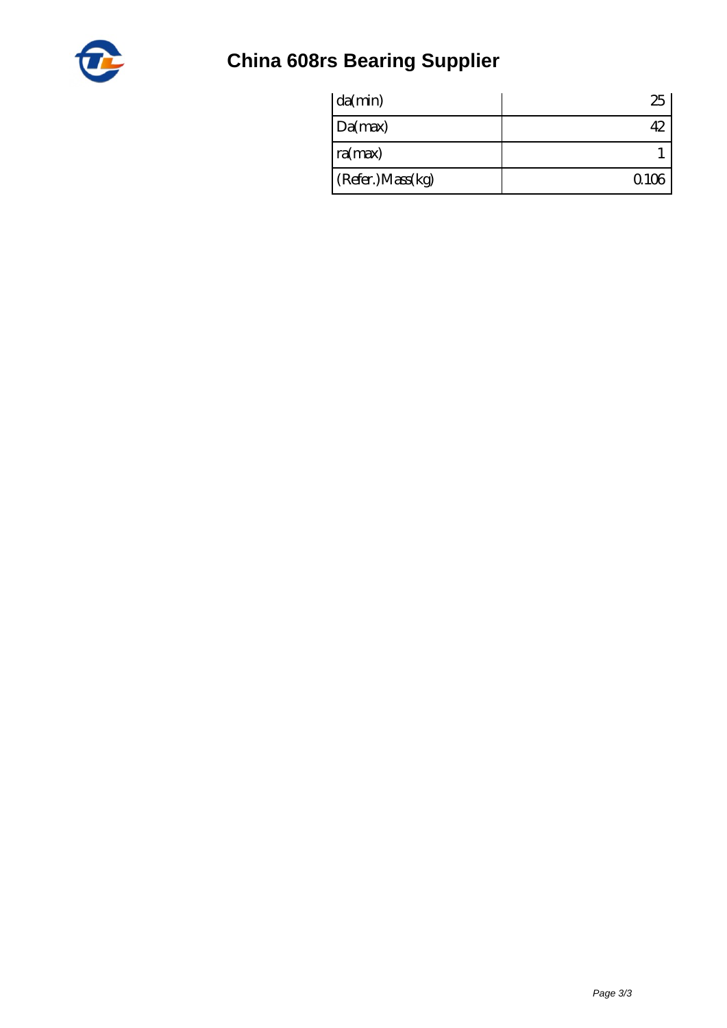| | |
|---|---|
| da(min) | 25 |
| Da(max) | 42 |
| ra(max) | 1 |
| (Refer.)Mass(kg) | 0.106 |